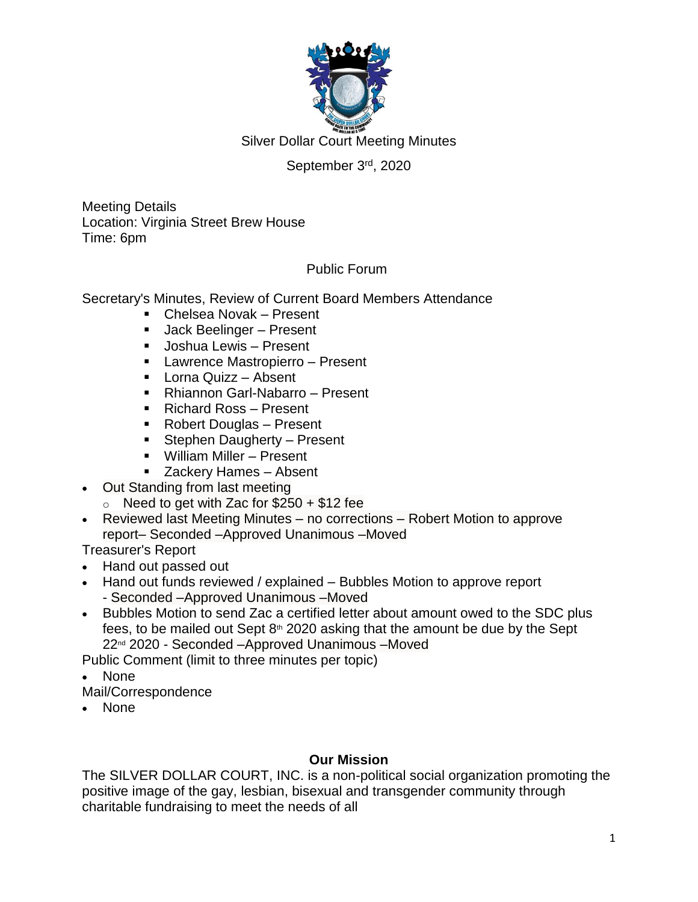# Silver Dollar Court Meeting Minutes

September 3rd, 2020

Meeting Details
Location: Virginia Street Brew House
Time: 6pm

## Public Forum

Secretary's Minutes, Review of Current Board Members Attendance

- Chelsea Novak – Present
- Jack Beelinger – Present
- Joshua Lewis – Present
- Lawrence Mastropierro – Present
- Lorna Quizz – Absent
- Rhiannon Garl-Nabarro – Present
- Richard Ross – Present
- Robert Douglas – Present
- Stephen Daugherty – Present
- William Miller – Present
- Zackery Hames – Absent

- Out Standing from last meeting
  - Need to get with Zac for $250 + $12 fee
- Reviewed last Meeting Minutes – no corrections – Robert Motion to approve report– Seconded –Approved Unanimous –Moved

Treasurer's Report

- Hand out passed out
- Hand out funds reviewed / explained – Bubbles Motion to approve report - Seconded –Approved Unanimous –Moved
- Bubbles Motion to send Zac a certified letter about amount owed to the SDC plus fees, to be mailed out Sept 8th 2020 asking that the amount be due by the Sept 22nd 2020 - Seconded –Approved Unanimous –Moved

Public Comment (limit to three minutes per topic)

- None

Mail/Correspondence

- None

**Our Mission**

The SILVER DOLLAR COURT, INC. is a non-political social organization promoting the positive image of the gay, lesbian, bisexual and transgender community through charitable fundraising to meet the needs of all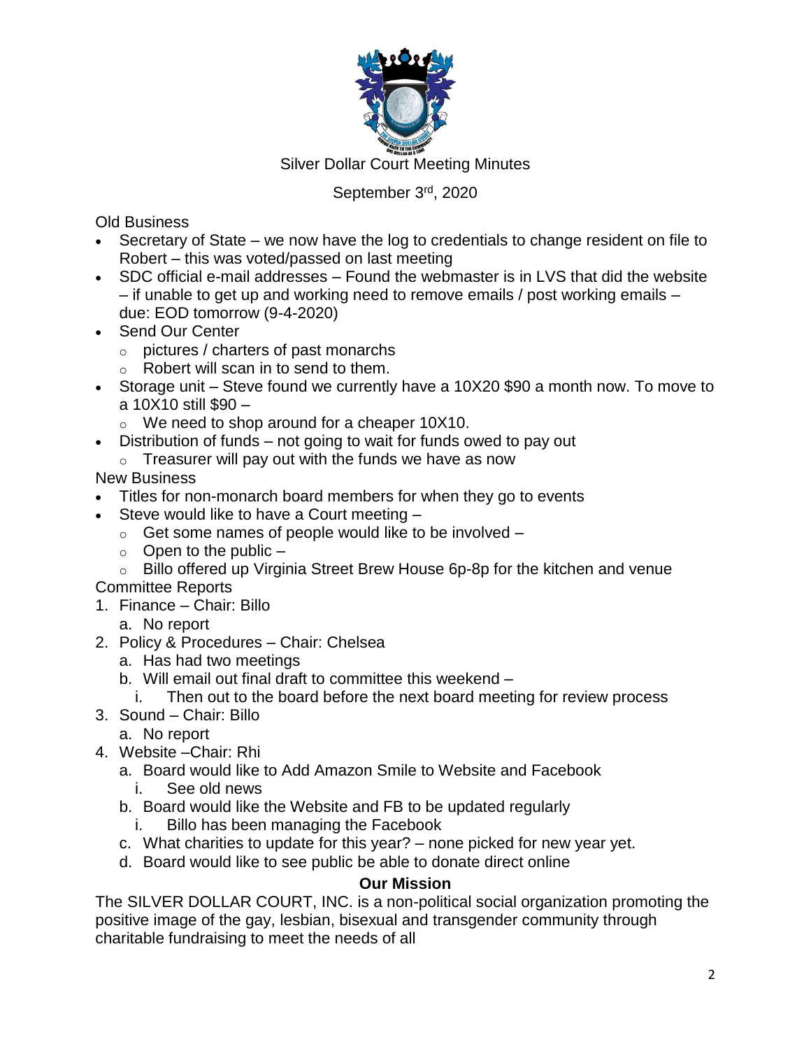Silver Dollar Court Meeting Minutes

September 3rd, 2020

Old Business

- Secretary of State – we now have the log to credentials to change resident on file to Robert – this was voted/passed on last meeting
- SDC official e-mail addresses – Found the webmaster is in LVS that did the website – if unable to get up and working need to remove emails / post working emails – due: EOD tomorrow (9-4-2020)
- Send Our Center
  - pictures / charters of past monarchs
  - Robert will scan in to send to them.
- Storage unit – Steve found we currently have a 10X20 $90 a month now. To move to a 10X10 still $90 –
  - We need to shop around for a cheaper 10X10.
- Distribution of funds – not going to wait for funds owed to pay out
  - Treasurer will pay out with the funds we have as now

New Business

- Titles for non-monarch board members for when they go to events
- Steve would like to have a Court meeting –
  - Get some names of people would like to be involved –
  - Open to the public –
  - Billo offered up Virginia Street Brew House 6p-8p for the kitchen and venue

Committee Reports

1. Finance – Chair: Billo
   a. No report
2. Policy & Procedures – Chair: Chelsea
   a. Has had two meetings
   b. Will email out final draft to committee this weekend –
      i. Then out to the board before the next board meeting for review process
3. Sound – Chair: Billo
   a. No report
4. Website –Chair: Rhi
   a. Board would like to Add Amazon Smile to Website and Facebook
      i. See old news
   b. Board would like the Website and FB to be updated regularly
      i. Billo has been managing the Facebook
   c. What charities to update for this year? – none picked for new year yet.
   d. Board would like to see public be able to donate direct online

**Our Mission**

The SILVER DOLLAR COURT, INC. is a non-political social organization promoting the positive image of the gay, lesbian, bisexual and transgender community through charitable fundraising to meet the needs of all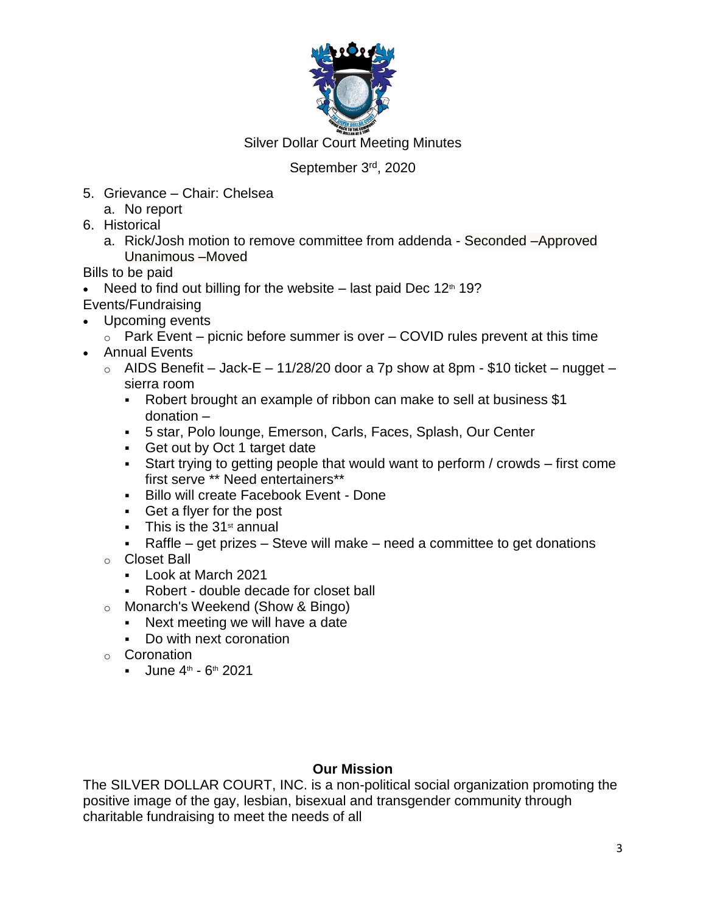Silver Dollar Court Meeting Minutes

September 3rd, 2020

5. Grievance – Chair: Chelsea
   a. No report
6. Historical
   a. Rick/Josh motion to remove committee from addenda - Seconded –Approved Unanimous –Moved

Bills to be paid

- Need to find out billing for the website – last paid Dec 12th 19?

Events/Fundraising

- Upcoming events
  - Park Event – picnic before summer is over – COVID rules prevent at this time
- Annual Events
  - AIDS Benefit – Jack-E – 11/28/20 door a 7p show at 8pm - $10 ticket – nugget – sierra room
    - Robert brought an example of ribbon can make to sell at business $1 donation –
    - 5 star, Polo lounge, Emerson, Carls, Faces, Splash, Our Center
    - Get out by Oct 1 target date
    - Start trying to getting people that would want to perform / crowds – first come first serve ** Need entertainers**
    - Billo will create Facebook Event - Done
    - Get a flyer for the post
    - This is the 31st annual
    - Raffle – get prizes – Steve will make – need a committee to get donations
  - Closet Ball
    - Look at March 2021
    - Robert - double decade for closet ball
  - Monarch's Weekend (Show & Bingo)
    - Next meeting we will have a date
    - Do with next coronation
  - Coronation
    - June 4th - 6th 2021

**Our Mission**

The SILVER DOLLAR COURT, INC. is a non-political social organization promoting the positive image of the gay, lesbian, bisexual and transgender community through charitable fundraising to meet the needs of all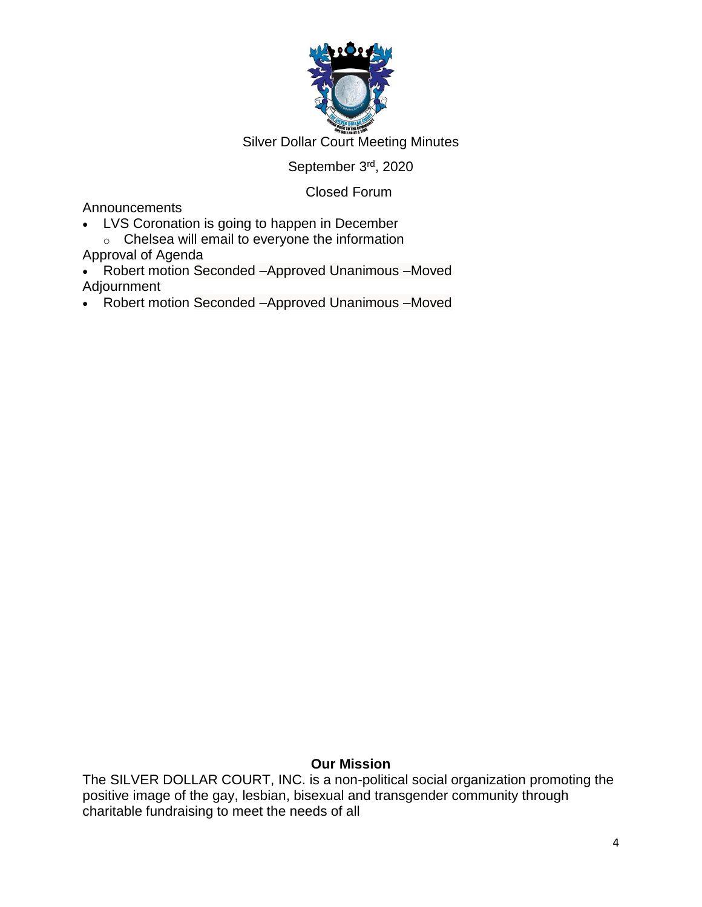Silver Dollar Court Meeting Minutes

September 3rd, 2020

Closed Forum

Announcements

- LVS Coronation is going to happen in December
  - Chelsea will email to everyone the information

Approval of Agenda

- Robert motion Seconded –Approved Unanimous –Moved

Adjournment

- Robert motion Seconded –Approved Unanimous –Moved

**Our Mission**

The SILVER DOLLAR COURT, INC. is a non-political social organization promoting the positive image of the gay, lesbian, bisexual and transgender community through charitable fundraising to meet the needs of all